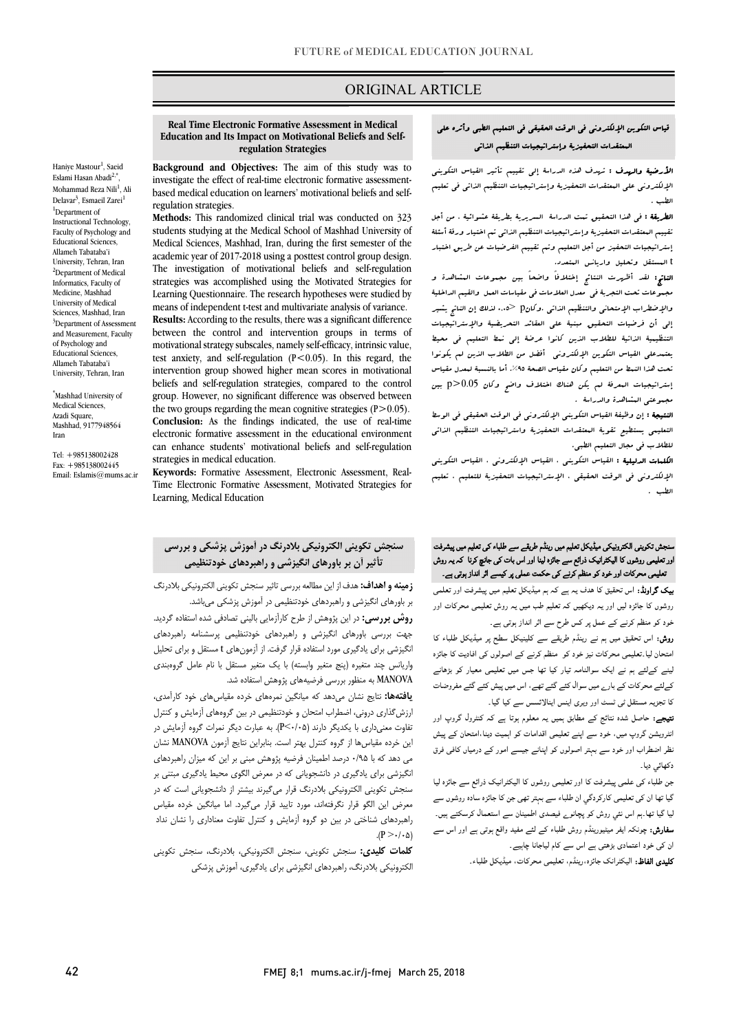ORIGINAL ARTICLE

# Real Time Electronic Formative Assessment in Medical Education and Its Impact on Motivational Beliefs and Self-regulation Strategies

Haniye Mastour[1], Saeid Eslami Hasan Abadi[2,*], Mohammad Reza Nili[1], Ali Delavar[3], Esmaeil Zarei[1]

[1]Department of Instructional Technology, Faculty of Psychology and Educational Sciences, Allameh Tabataba'i University, Tehran, Iran
[2]Department of Medical Informatics, Faculty of Medicine, Mashhad University of Medical Sciences, Mashhad, Iran
[3]Department of Assessment and Measurement, Faculty of Psychology and Educational Sciences, Allameh Tabataba'i University, Tehran, Iran

*Mashhad University of Medical Sciences, Azadi Square, Mashhad, 9177948564 Iran

Tel: +985138002428
Fax: +985138002445
Email: Eslamis@mums.ac.ir

**Background and Objectives:** The aim of this study was to investigate the effect of real-time electronic formative assessment-based medical education on learners' motivational beliefs and self-regulation strategies.

**Methods:** This randomized clinical trial was conducted on 323 students studying at the Medical School of Mashhad University of Medical Sciences, Mashhad, Iran, during the first semester of the academic year of 2017-2018 using a posttest control group design. The investigation of motivational beliefs and self-regulation strategies was accomplished using the Motivated Strategies for Learning Questionnaire. The research hypotheses were studied by means of independent t-test and multivariate analysis of variance.

**Results:** According to the results, there was a significant difference between the control and intervention groups in terms of motivational strategy subscales, namely self-efficacy, intrinsic value, test anxiety, and self-regulation ($P<0.05$). In this regard, the intervention group showed higher mean scores in motivational beliefs and self-regulation strategies, compared to the control group. However, no significant difference was observed between the two groups regarding the mean cognitive strategies ($P>0.05$).

**Conclusion:** As the findings indicated, the use of real-time electronic formative assessment in the educational environment can enhance students' motivational beliefs and self-regulation strategies in medical education.

**Keywords:** Formative Assessment, Electronic Assessment, Real-Time Electronic Formative Assessment, Motivated Strategies for Learning, Medical Education

# قياس التكوين الإلكتروني في الوقت الحقيقي في التعليم الطبي وأثره على المعتقدات التحفيزية وإستراتيجيات التنظيم الذاتي

**الأرضية والهدف :** تهدف هذه الدراسة إلى تقييم تأثير القياس التكويني الإلكتروني على المعتقدات التحفيزية وإستراتيجيات التنظيم الذاتي في تعليم الطب .

**الطريقة :** في هذا التحقيق تمت الدراسة السريرية بطريقة عشوائية . من أجل تقييم المعتقدات التحفيزية وإستراتيجيات التنظيم الذاتي تم اختبار ورقة أسئلة إستراتيجيات التحفيز من أجل التعليم وتم تقييم الفرضيات عن طريق اختبار t المستقل وتحليل واريانس المتعدد.

**النتائج:** لقد أظهرت النتائج إختلافاً واضحاً بين مجموعات المشاهدة و مجموعات تحت التجربة في معدل العلامات في مقياسات العمل والقيم الداخلية والإضطراب الإمتحاني والتنظيم الذاتي ،وكان p> ۰.۰٥ لذلك إن النتائج يشير إلى أن فرضيات التحقيق مبنية على العقائد التحريضية والإستراتيجيات التنظيمية الذاتية للطلاب الذين كانوا عرضة إلى نمط التعليم في محيط يعتمدعلى القياس التكويني الإلكتروني أفضل من الطلاب الذين لم يكونوا تحت هذا النمط من التعليم وكان مقياس الصحة ۹٥٪. أما بالنسبة لمعدل مقياس إستراتيجيات المعرفة لم يكن هناك اختلاف واضح وكان p>0.05 بين مجموعتي المشاهدة والدراسة .

**النتيجة :** إن وظيفة القياس التكويني الإلكتروني في الوقت الحقيقي في الوسط التعليمي يستطيع تقوية المعتقدات التحفيزية واستراتيجيات التنظيم الذاتي للطلاب في مجال التعليم الطبي.

**الكلمات الدليلية :** القياس التكويني ، القياس الإلكتروني ، القياس التكويني الإلكتروني في الوقت الحقيقي ، الإستراتيجيات التحفيزية للتعليم ، تعليم الطب .

# سنجش تکوینی الکترونیکی بلادرنگ در آموزش پزشکی و بررسی تأثیر آن بر باورهای انگیزشی و راهبردهای خودتنظیمی

**زمینه و اهداف:** هدف از این مطالعه بررسی تاثیر سنجش تکوینی الکترونیکی بلادرنگ بر باورهای انگیزشی و راهبردهای خودتنظیمی در آموزش پزشکی می‌باشد.

**روش بررسی:** در این پژوهش از طرح کارآزمایی بالینی تصادفی شده استفاده گردید. جهت بررسی باورهای انگیزشی و راهبردهای خودتنظیمی پرسشنامه راهبردهای انگیزشی برای یادگیری مورد استفاده قرار گرفت. از آزمون‌های t مستقل و برای تحلیل واریانس چند متغیره (پنج متغیر وابسته) با یک متغیر مستقل با نام عامل گروه‌بندی MANOVA به منظور بررسی فرضیه‌های پژوهش استفاده شد.

**یافته‌ها:** نتایج نشان می‌دهد که میانگین نمره‌های خرده مقیاس‌های خود کارآمدی، ارزش‌گذاری درونی، اضطراب امتحان و خودتنظیمی در بین گروه‌های آزمایش و کنترل تفاوت معنی‌داری با یکدیگر دارند ($P<0/05$). به عبارت دیگر نمرات گروه آزمایش در این خرده مقیاس‌ها از گروه کنترل بهتر است. بنابراین نتایج آزمون MANOVA نشان می دهد که با ۰/۹۵ درصد اطمینان فرضیه پژوهش مبنی بر این که میزان راهبردهای انگیزشی برای یادگیری در دانشجویانی که در معرض الگوی محیط یادگیری مبتنی بر سنجش تکوینی الکترونیکی بلادرنگ قرار می‌گیرند بیشتر از دانشجویانی است که در معرض این الگو قرار نگرفته‌اند، مورد تایید قرار می‌گیرد. اما میانگین خرده مقیاس راهبردهای شناختی در بین دو گروه آزمایش و کنترل تفاوت معناداری را نشان نداد ($P>0/05$).

**کلمات کلیدی:** سنجش تکوینی، سنجش الکترونیکی، بلادرنگ، سنجش تکوینی الکترونیکی بلادرنگ، راهبردهای انگیزشی برای یادگیری، آموزش پزشکی

# سنجش تکوینی الکترونیکی میڈیکل تعلیم میں ریئلٹم طریقے سے طلباء کی تعلیم میں پیشرفت اور تعلیمی روشوں کا الیکٹرانیک ذرائع سے جائزہ لینا اور اس بات کی جانچ کرنا کہ یہ روش تعلیمی محرکات اور خود کو منظم کرنے کی حکمت عملی پر کیسے اثر انداز ہوتی ہے۔

**بیک گراونڈ:** اس تحقیق کا ھدف یہ ہے کہ ہم میڈیکل تعلیم میں پیشرفت اور تعلمی روشوں کا جائزہ لیں اور یہ دیکھیں کہ تعلیم طب میں یہ روش تعلیمی محرکات اور خود کو منظم کرنے کے عمل پر کس طرح سے اثر انداز ہوتی ہے۔

**روش:** اس تحقیق میں ہم نے ریئلٹم طریقے سے کلینیکل سطح پر میڈیکل طلباء کا امتحان لیا۔تعلیمی محرکات نیز خود کو منظم کرنے کے اصولوں کی افادیت کا جائزہ لینے کےلئے ہم نے ایک سوالنامہ تیار کیا تھا جس میں تعلیمی معیار کو بڑھانے کےلئے محرکات کے بارے میں سوال کئے گئے تھے، اس میں پیش کئے گئے مفروضات کا تجزیہ مستقل ٹی ٹسٹ اور ویری اینس اینالائسس سے کیا گیا۔

**نتیجے:** حاصل شدہ نتائج کے مطابق ہمیں یہ معلوم ہوتا ہے کہ کنٹرول گروپ اور انٹرویشن گروپ میں، خود سے اپنے تعلیمی اقدامات کو اہمیت دینا،امتحان کے پیش نظر اضطراب اور خود سے بہتر اصولوں کو اپنانے جیسے امور کے درمیان کافی فرق دکھائي دیا۔

جن طلباء کی علمی پیشرفت کا اور تعلیمی روشوں کا الیکٹرانیک ذرائع سے جائزہ لیا گیا تھا ان کی تعلیمی کارکردگي ان طلباء سے بہتر تھی جن کا جائزہ سادہ روشوں سے لیا گیا تھا۔ہم اس نئي روش کو پچانوے فیصدی اطمینان سے استعمال کرسکتے ہیں۔

**سفارش:** چونکہ ایفر میٹیوریئلٹم روش طلباء کے لئے مفید واقع ہوتی ہے اور اس سے ان کی خود اعتمادی بڑھتی ہے اس سے کام لیاجانا چاہیے۔

**کلیدی الفاظ:** الیکٹرانک جائزہ،ریئلٹم، تعلیمی محرکات، میڈیکل طلباء۔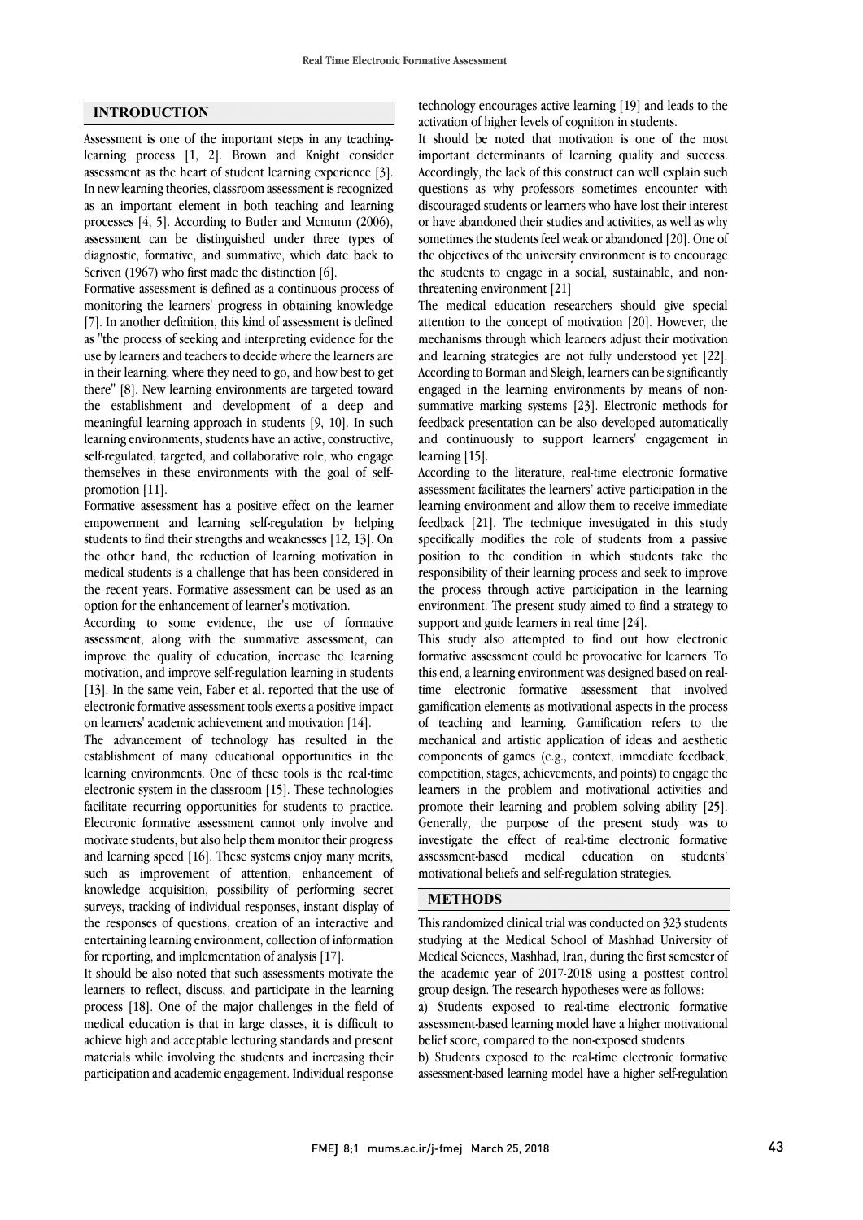## INTRODUCTION

Assessment is one of the important steps in any teaching-learning process [1, 2]. Brown and Knight consider assessment as the heart of student learning experience [3]. In new learning theories, classroom assessment is recognized as an important element in both teaching and learning processes [4, 5]. According to Butler and Mcmunn (2006), assessment can be distinguished under three types of diagnostic, formative, and summative, which date back to Scriven (1967) who first made the distinction [6].

Formative assessment is defined as a continuous process of monitoring the learners' progress in obtaining knowledge [7]. In another definition, this kind of assessment is defined as "the process of seeking and interpreting evidence for the use by learners and teachers to decide where the learners are in their learning, where they need to go, and how best to get there" [8]. New learning environments are targeted toward the establishment and development of a deep and meaningful learning approach in students [9, 10]. In such learning environments, students have an active, constructive, self-regulated, targeted, and collaborative role, who engage themselves in these environments with the goal of self-promotion [11].

Formative assessment has a positive effect on the learner empowerment and learning self-regulation by helping students to find their strengths and weaknesses [12, 13]. On the other hand, the reduction of learning motivation in medical students is a challenge that has been considered in the recent years. Formative assessment can be used as an option for the enhancement of learner's motivation.

According to some evidence, the use of formative assessment, along with the summative assessment, can improve the quality of education, increase the learning motivation, and improve self-regulation learning in students [13]. In the same vein, Faber et al. reported that the use of electronic formative assessment tools exerts a positive impact on learners' academic achievement and motivation [14].

The advancement of technology has resulted in the establishment of many educational opportunities in the learning environments. One of these tools is the real-time electronic system in the classroom [15]. These technologies facilitate recurring opportunities for students to practice. Electronic formative assessment cannot only involve and motivate students, but also help them monitor their progress and learning speed [16]. These systems enjoy many merits, such as improvement of attention, enhancement of knowledge acquisition, possibility of performing secret surveys, tracking of individual responses, instant display of the responses of questions, creation of an interactive and entertaining learning environment, collection of information for reporting, and implementation of analysis [17].

It should be also noted that such assessments motivate the learners to reflect, discuss, and participate in the learning process [18]. One of the major challenges in the field of medical education is that in large classes, it is difficult to achieve high and acceptable lecturing standards and present materials while involving the students and increasing their participation and academic engagement. Individual response technology encourages active learning [19] and leads to the activation of higher levels of cognition in students.

It should be noted that motivation is one of the most important determinants of learning quality and success. Accordingly, the lack of this construct can well explain such questions as why professors sometimes encounter with discouraged students or learners who have lost their interest or have abandoned their studies and activities, as well as why sometimes the students feel weak or abandoned [20]. One of the objectives of the university environment is to encourage the students to engage in a social, sustainable, and non-threatening environment [21]

The medical education researchers should give special attention to the concept of motivation [20]. However, the mechanisms through which learners adjust their motivation and learning strategies are not fully understood yet [22]. According to Borman and Sleigh, learners can be significantly engaged in the learning environments by means of non-summative marking systems [23]. Electronic methods for feedback presentation can be also developed automatically and continuously to support learners' engagement in learning [15].

According to the literature, real-time electronic formative assessment facilitates the learners' active participation in the learning environment and allow them to receive immediate feedback [21]. The technique investigated in this study specifically modifies the role of students from a passive position to the condition in which students take the responsibility of their learning process and seek to improve the process through active participation in the learning environment. The present study aimed to find a strategy to support and guide learners in real time [24].

This study also attempted to find out how electronic formative assessment could be provocative for learners. To this end, a learning environment was designed based on real-time electronic formative assessment that involved gamification elements as motivational aspects in the process of teaching and learning. Gamification refers to the mechanical and artistic application of ideas and aesthetic components of games (e.g., context, immediate feedback, competition, stages, achievements, and points) to engage the learners in the problem and motivational activities and promote their learning and problem solving ability [25]. Generally, the purpose of the present study was to investigate the effect of real-time electronic formative assessment-based medical education on students' motivational beliefs and self-regulation strategies.

## METHODS

This randomized clinical trial was conducted on 323 students studying at the Medical School of Mashhad University of Medical Sciences, Mashhad, Iran, during the first semester of the academic year of 2017-2018 using a posttest control group design. The research hypotheses were as follows:

a) Students exposed to real-time electronic formative assessment-based learning model have a higher motivational belief score, compared to the non-exposed students.

b) Students exposed to the real-time electronic formative assessment-based learning model have a higher self-regulation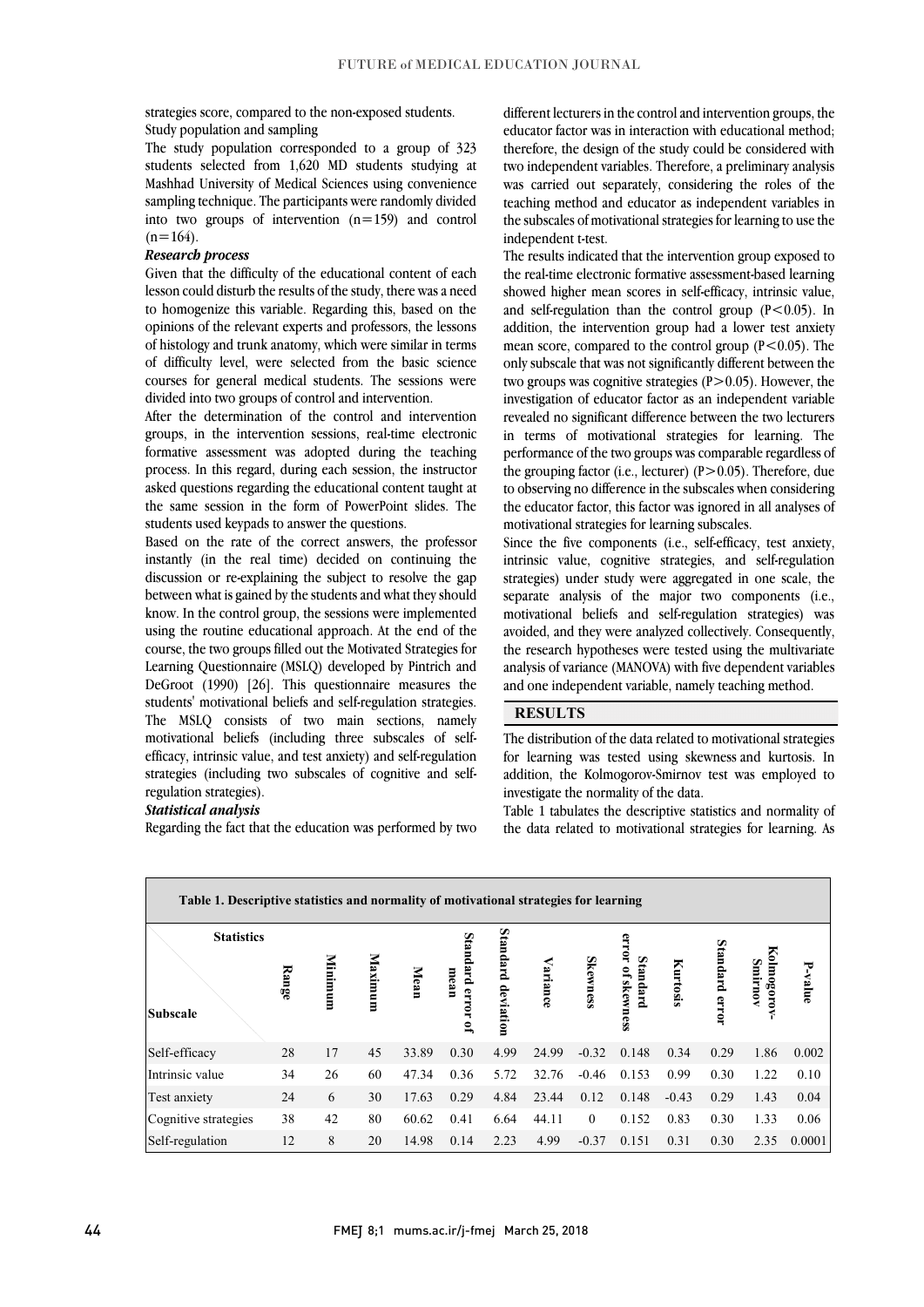strategies score, compared to the non-exposed students.

Study population and sampling

The study population corresponded to a group of 323 students selected from 1,620 MD students studying at Mashhad University of Medical Sciences using convenience sampling technique. The participants were randomly divided into two groups of intervention (n=159) and control (n=164).

***Research process***

Given that the difficulty of the educational content of each lesson could disturb the results of the study, there was a need to homogenize this variable. Regarding this, based on the opinions of the relevant experts and professors, the lessons of histology and trunk anatomy, which were similar in terms of difficulty level, were selected from the basic science courses for general medical students. The sessions were divided into two groups of control and intervention.

After the determination of the control and intervention groups, in the intervention sessions, real-time electronic formative assessment was adopted during the teaching process. In this regard, during each session, the instructor asked questions regarding the educational content taught at the same session in the form of PowerPoint slides. The students used keypads to answer the questions.

Based on the rate of the correct answers, the professor instantly (in the real time) decided on continuing the discussion or re-explaining the subject to resolve the gap between what is gained by the students and what they should know. In the control group, the sessions were implemented using the routine educational approach. At the end of the course, the two groups filled out the Motivated Strategies for Learning Questionnaire (MSLQ) developed by Pintrich and DeGroot (1990) [26]. This questionnaire measures the students' motivational beliefs and self-regulation strategies. The MSLQ consists of two main sections, namely motivational beliefs (including three subscales of self-efficacy, intrinsic value, and test anxiety) and self-regulation strategies (including two subscales of cognitive and self-regulation strategies).

***Statistical analysis***

Regarding the fact that the education was performed by two different lecturers in the control and intervention groups, the educator factor was in interaction with educational method; therefore, the design of the study could be considered with two independent variables. Therefore, a preliminary analysis was carried out separately, considering the roles of the teaching method and educator as independent variables in the subscales of motivational strategies for learning to use the independent t-test.

The results indicated that the intervention group exposed to the real-time electronic formative assessment-based learning showed higher mean scores in self-efficacy, intrinsic value, and self-regulation than the control group ($P<0.05$). In addition, the intervention group had a lower test anxiety mean score, compared to the control group ($P<0.05$). The only subscale that was not significantly different between the two groups was cognitive strategies ($P>0.05$). However, the investigation of educator factor as an independent variable revealed no significant difference between the two lecturers in terms of motivational strategies for learning. The performance of the two groups was comparable regardless of the grouping factor (i.e., lecturer) ($P>0.05$). Therefore, due to observing no difference in the subscales when considering the educator factor, this factor was ignored in all analyses of motivational strategies for learning subscales.

Since the five components (i.e., self-efficacy, test anxiety, intrinsic value, cognitive strategies, and self-regulation strategies) under study were aggregated in one scale, the separate analysis of the major two components (i.e., motivational beliefs and self-regulation strategies) was avoided, and they were analyzed collectively. Consequently, the research hypotheses were tested using the multivariate analysis of variance (MANOVA) with five dependent variables and one independent variable, namely teaching method.

## RESULTS

The distribution of the data related to motivational strategies for learning was tested using skewness and kurtosis. In addition, the Kolmogorov-Smirnov test was employed to investigate the normality of the data.

Table 1 tabulates the descriptive statistics and normality of the data related to motivational strategies for learning. As

**Table 1. Descriptive statistics and normality of motivational strategies for learning**

| Subscale \ Statistics | Range | Minimum | Maximum | Mean | Standard error of mean | Standard deviation | Variance | Skewness | Standard error of skewness | Kurtosis | Standard error | Kolmogorov-Smirnov | P-value |
|---|---|---|---|---|---|---|---|---|---|---|---|---|---|
| Self-efficacy | 28 | 17 | 45 | 33.89 | 0.30 | 4.99 | 24.99 | -0.32 | 0.148 | 0.34 | 0.29 | 1.86 | 0.002 |
| Intrinsic value | 34 | 26 | 60 | 47.34 | 0.36 | 5.72 | 32.76 | -0.46 | 0.153 | 0.99 | 0.30 | 1.22 | 0.10 |
| Test anxiety | 24 | 6 | 30 | 17.63 | 0.29 | 4.84 | 23.44 | 0.12 | 0.148 | -0.43 | 0.29 | 1.43 | 0.04 |
| Cognitive strategies | 38 | 42 | 80 | 60.62 | 0.41 | 6.64 | 44.11 | 0 | 0.152 | 0.83 | 0.30 | 1.33 | 0.06 |
| Self-regulation | 12 | 8 | 20 | 14.98 | 0.14 | 2.23 | 4.99 | -0.37 | 0.151 | 0.31 | 0.30 | 2.35 | 0.0001 |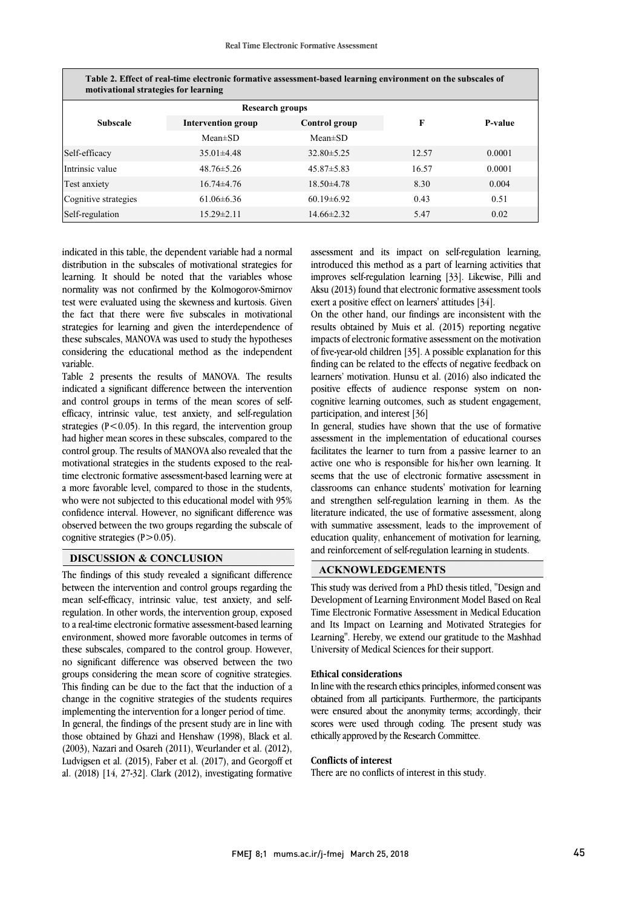**Table 2. Effect of real-time electronic formative assessment-based learning environment on the subscales of motivational strategies for learning**

| Subscale | Research groups | | F | P-value |
|---|---|---|---|---|
| | Intervention group | Control group | | |
| | Mean±SD | Mean±SD | | |
| Self-efficacy | 35.01±4.48 | 32.80±5.25 | 12.57 | 0.0001 |
| Intrinsic value | 48.76±5.26 | 45.87±5.83 | 16.57 | 0.0001 |
| Test anxiety | 16.74±4.76 | 18.50±4.78 | 8.30 | 0.004 |
| Cognitive strategies | 61.06±6.36 | 60.19±6.92 | 0.43 | 0.51 |
| Self-regulation | 15.29±2.11 | 14.66±2.32 | 5.47 | 0.02 |

indicated in this table, the dependent variable had a normal distribution in the subscales of motivational strategies for learning. It should be noted that the variables whose normality was not confirmed by the Kolmogorov-Smirnov test were evaluated using the skewness and kurtosis. Given the fact that there were five subscales in motivational strategies for learning and given the interdependence of these subscales, MANOVA was used to study the hypotheses considering the educational method as the independent variable.

Table 2 presents the results of MANOVA. The results indicated a significant difference between the intervention and control groups in terms of the mean scores of self-efficacy, intrinsic value, test anxiety, and self-regulation strategies ($P<0.05$). In this regard, the intervention group had higher mean scores in these subscales, compared to the control group. The results of MANOVA also revealed that the motivational strategies in the students exposed to the real-time electronic formative assessment-based learning were at a more favorable level, compared to those in the students, who were not subjected to this educational model with 95% confidence interval. However, no significant difference was observed between the two groups regarding the subscale of cognitive strategies ($P>0.05$).

## DISCUSSION & CONCLUSION

The findings of this study revealed a significant difference between the intervention and control groups regarding the mean self-efficacy, intrinsic value, test anxiety, and self-regulation. In other words, the intervention group, exposed to a real-time electronic formative assessment-based learning environment, showed more favorable outcomes in terms of these subscales, compared to the control group. However, no significant difference was observed between the two groups considering the mean score of cognitive strategies. This finding can be due to the fact that the induction of a change in the cognitive strategies of the students requires implementing the intervention for a longer period of time.

In general, the findings of the present study are in line with those obtained by Ghazi and Henshaw (1998), Black et al. (2003), Nazari and Osareh (2011), Weurlander et al. (2012), Ludvigsen et al. (2015), Faber et al. (2017), and Georgoff et al. (2018) [14, 27-32]. Clark (2012), investigating formative assessment and its impact on self-regulation learning, introduced this method as a part of learning activities that improves self-regulation learning [33]. Likewise, Pilli and Aksu (2013) found that electronic formative assessment tools exert a positive effect on learners' attitudes [34].

On the other hand, our findings are inconsistent with the results obtained by Muis et al. (2015) reporting negative impacts of electronic formative assessment on the motivation of five-year-old children [35]. A possible explanation for this finding can be related to the effects of negative feedback on learners' motivation. Hunsu et al. (2016) also indicated the positive effects of audience response system on non-cognitive learning outcomes, such as student engagement, participation, and interest [36]

In general, studies have shown that the use of formative assessment in the implementation of educational courses facilitates the learner to turn from a passive learner to an active one who is responsible for his/her own learning. It seems that the use of electronic formative assessment in classrooms can enhance students' motivation for learning and strengthen self-regulation learning in them. As the literature indicated, the use of formative assessment, along with summative assessment, leads to the improvement of education quality, enhancement of motivation for learning, and reinforcement of self-regulation learning in students.

## ACKNOWLEDGEMENTS

This study was derived from a PhD thesis titled, "Design and Development of Learning Environment Model Based on Real Time Electronic Formative Assessment in Medical Education and Its Impact on Learning and Motivated Strategies for Learning". Hereby, we extend our gratitude to the Mashhad University of Medical Sciences for their support.

### Ethical considerations

In line with the research ethics principles, informed consent was obtained from all participants. Furthermore, the participants were ensured about the anonymity terms; accordingly, their scores were used through coding. The present study was ethically approved by the Research Committee.

### Conflicts of interest

There are no conflicts of interest in this study.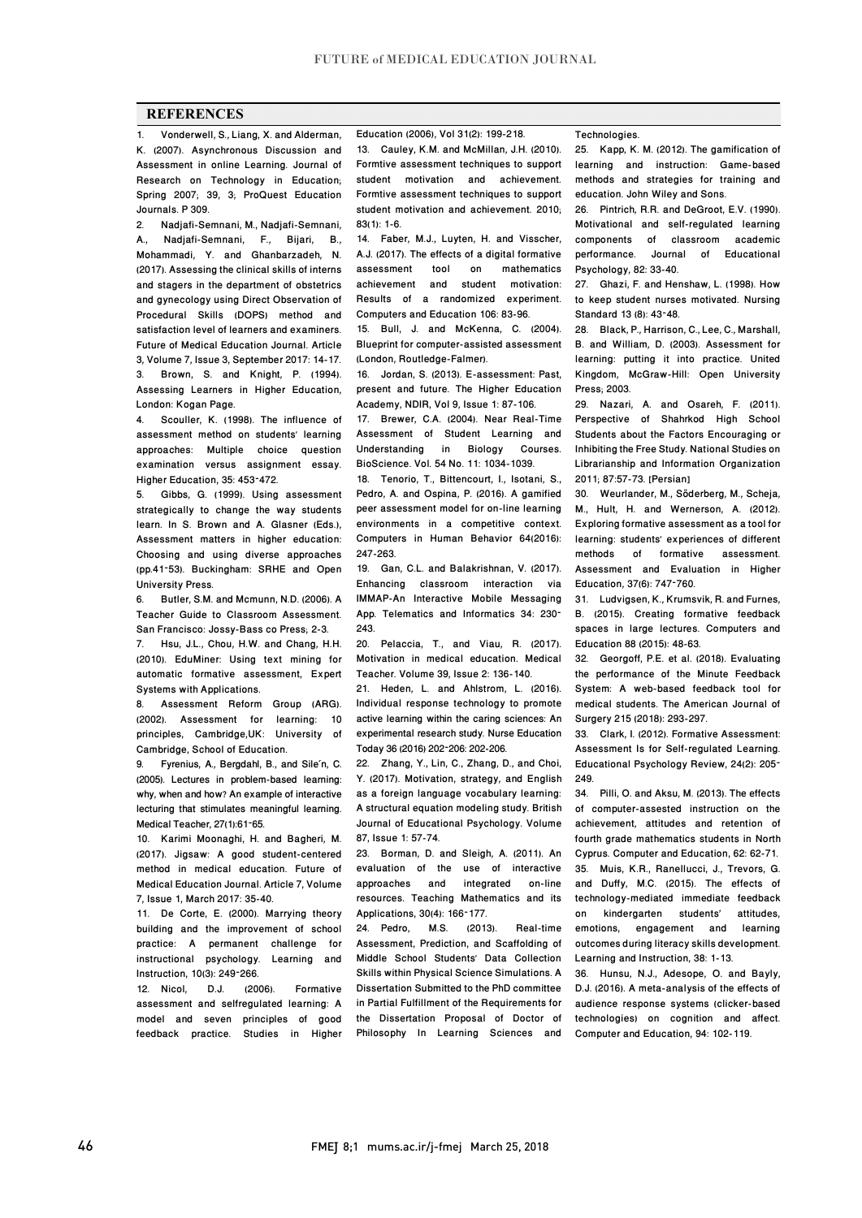## REFERENCES

1. Vonderwell, S., Liang, X. and Alderman, K. (2007). Asynchronous Discussion and Assessment in online Learning. Journal of Research on Technology in Education; Spring 2007; 39, 3; ProQuest Education Journals. P 309.
2. Nadjafi-Semnani, M., Nadjafi-Semnani, A., Nadjafi-Semnani, F., Bijari, B., Mohammadi, Y. and Ghanbarzadeh, N. (2017). Assessing the clinical skills of interns and stagers in the department of obstetrics and gynecology using Direct Observation of Procedural Skills (DOPS) method and satisfaction level of learners and examiners. Future of Medical Education Journal. Article 3, Volume 7, Issue 3, September 2017: 14-17.
3. Brown, S. and Knight, P. (1994). Assessing Learners in Higher Education, London: Kogan Page.
4. Scouller, K. (1998). The influence of assessment method on students' learning approaches: Multiple choice question examination versus assignment essay. Higher Education, 35: 453-472.
5. Gibbs, G. (1999). Using assessment strategically to change the way students learn. In S. Brown and A. Glasner (Eds.), Assessment matters in higher education: Choosing and using diverse approaches (pp.41-53). Buckingham: SRHE and Open University Press.
6. Butler, S.M. and Mcmunn, N.D. (2006). A Teacher Guide to Classroom Assessment. San Francisco: Jossy-Bass co Press; 2-3.
7. Hsu, J.L., Chou, H.W. and Chang, H.H. (2010). EduMiner: Using text mining for automatic formative assessment, Expert Systems with Applications.
8. Assessment Reform Group (ARG). (2002). Assessment for learning: 10 principles, Cambridge,UK: University of Cambridge, School of Education.
9. Fyrenius, A., Bergdahl, B., and Sile´n, C. (2005). Lectures in problem-based learning: why, when and how? An example of interactive lecturing that stimulates meaningful learning. Medical Teacher, 27(1):61-65.
10. Karimi Moonaghi, H. and Bagheri, M. (2017). Jigsaw: A good student-centered method in medical education. Future of Medical Education Journal. Article 7, Volume 7, Issue 1, March 2017: 35-40.
11. De Corte, E. (2000). Marrying theory building and the improvement of school practice: A permanent challenge for instructional psychology. Learning and Instruction, 10(3): 249-266.
12. Nicol, D.J. (2006). Formative assessment and selfregulated learning: A model and seven principles of good feedback practice. Studies in Higher Education (2006), Vol 31(2): 199-218.
13. Cauley, K.M. and McMillan, J.H. (2010). Formtive assessment techniques to support student motivation and achievement. Formtive assessment techniques to support student motivation and achievement. 2010; 83(1): 1-6.
14. Faber, M.J., Luyten, H. and Visscher, A.J. (2017). The effects of a digital formative assessment tool on mathematics achievement and student motivation: Results of a randomized experiment. Computers and Education 106: 83-96.
15. Bull, J. and McKenna, C. (2004). Blueprint for computer-assisted assessment (London, Routledge-Falmer).
16. Jordan, S. (2013). E-assessment: Past, present and future. The Higher Education Academy, NDIR, Vol 9, Issue 1: 87-106.
17. Brewer, C.A. (2004). Near Real-Time Assessment of Student Learning and Understanding in Biology Courses. BioScience. Vol. 54 No. 11: 1034-1039.
18. Tenorio, T., Bittencourt, I., Isotani, S., Pedro, A. and Ospina, P. (2016). A gamified peer assessment model for on-line learning environments in a competitive context. Computers in Human Behavior 64(2016): 247-263.
19. Gan, C.L. and Balakrishnan, V. (2017). Enhancing classroom interaction via IMMAP-An Interactive Mobile Messaging App. Telematics and Informatics 34: 230-243.
20. Pelaccia, T., and Viau, R. (2017). Motivation in medical education. Medical Teacher. Volume 39, Issue 2: 136-140.
21. Heden, L. and Ahlstrom, L. (2016). Individual response technology to promote active learning within the caring sciences: An experimental research study. Nurse Education Today 36 (2016) 202-206: 202-206.
22. Zhang, Y., Lin, C., Zhang, D., and Choi, Y. (2017). Motivation, strategy, and English as a foreign language vocabulary learning: A structural equation modeling study. British Journal of Educational Psychology. Volume 87, Issue 1: 57-74.
23. Borman, D. and Sleigh, A. (2011). An evaluation of the use of interactive approaches and integrated on-line resources. Teaching Mathematics and its Applications, 30(4): 166-177.
24. Pedro, M.S. (2013). Real-time Assessment, Prediction, and Scaffolding of Middle School Students' Data Collection Skills within Physical Science Simulations. A Dissertation Submitted to the PhD committee in Partial Fulfillment of the Requirements for the Dissertation Proposal of Doctor of Philosophy In Learning Sciences and Technologies.
25. Kapp, K. M. (2012). The gamification of learning and instruction: Game-based methods and strategies for training and education. John Wiley and Sons.
26. Pintrich, R.R. and DeGroot, E.V. (1990). Motivational and self-regulated learning components of classroom academic performance. Journal of Educational Psychology, 82: 33-40.
27. Ghazi, F. and Henshaw, L. (1998). How to keep student nurses motivated. Nursing Standard 13 (8): 43-48.
28. Black, P., Harrison, C., Lee, C., Marshall, B. and William, D. (2003). Assessment for learning: putting it into practice. United Kingdom, McGraw-Hill: Open University Press; 2003.
29. Nazari, A. and Osareh, F. (2011). Perspective of Shahrkod High School Students about the Factors Encouraging or Inhibiting the Free Study. National Studies on Librarianship and Information Organization 2011; 87:57-73. [Persian]
30. Weurlander, M., Söderberg, M., Scheja, M., Hult, H. and Wernerson, A. (2012). Exploring formative assessment as a tool for learning: students' experiences of different methods of formative assessment. Assessment and Evaluation in Higher Education, 37(6): 747-760.
31. Ludvigsen, K., Krumsvik, R. and Furnes, B. (2015). Creating formative feedback spaces in large lectures. Computers and Education 88 (2015): 48-63.
32. Georgoff, P.E. et al. (2018). Evaluating the performance of the Minute Feedback System: A web-based feedback tool for medical students. The American Journal of Surgery 215 (2018): 293-297.
33. Clark, I. (2012). Formative Assessment: Assessment Is for Self-regulated Learning. Educational Psychology Review, 24(2): 205-249.
34. Pilli, O. and Aksu, M. (2013). The effects of computer-assested instruction on the achievement, attitudes and retention of fourth grade mathematics students in North Cyprus. Computer and Education, 62: 62-71.
35. Muis, K.R., Ranellucci, J., Trevors, G. and Duffy, M.C. (2015). The effects of technology-mediated immediate feedback on kindergarten students' attitudes, emotions, engagement and learning outcomes during literacy skills development. Learning and Instruction, 38: 1-13.
36. Hunsu, N.J., Adesope, O. and Bayly, D.J. (2016). A meta-analysis of the effects of audience response systems (clicker-based technologies) on cognition and affect. Computer and Education, 94: 102-119.